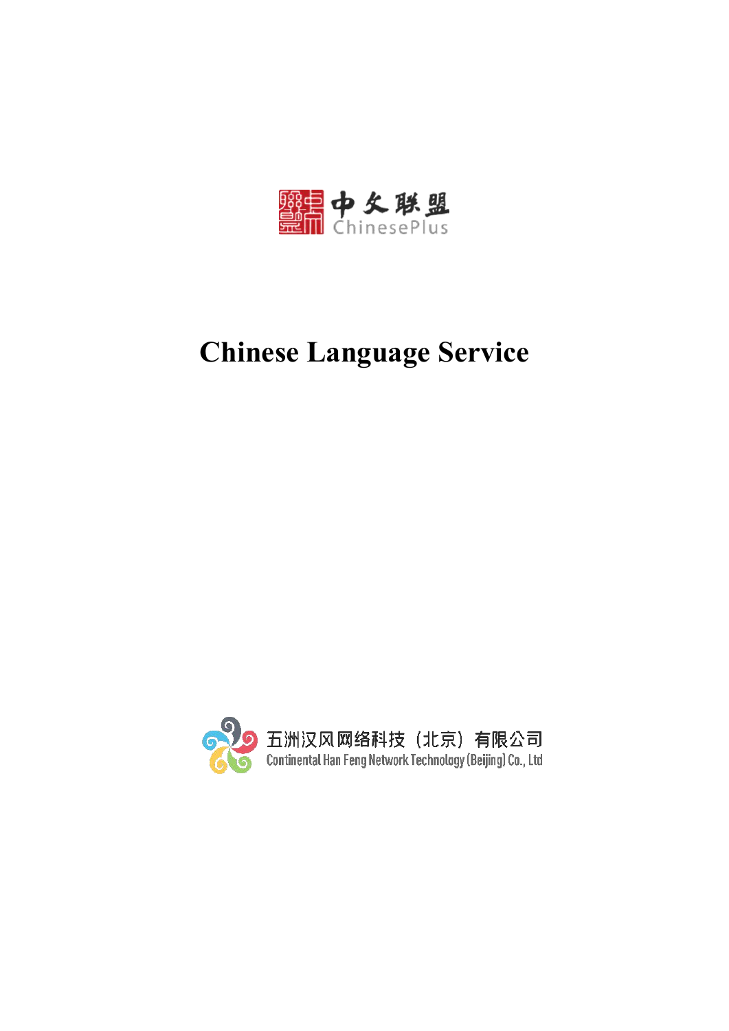中文联盟
ChinesePlus

# Chinese Language Service

五洲汉风网络科技（北京）有限公司
Continental Han Feng Network Technology (Beijing) Co., Ltd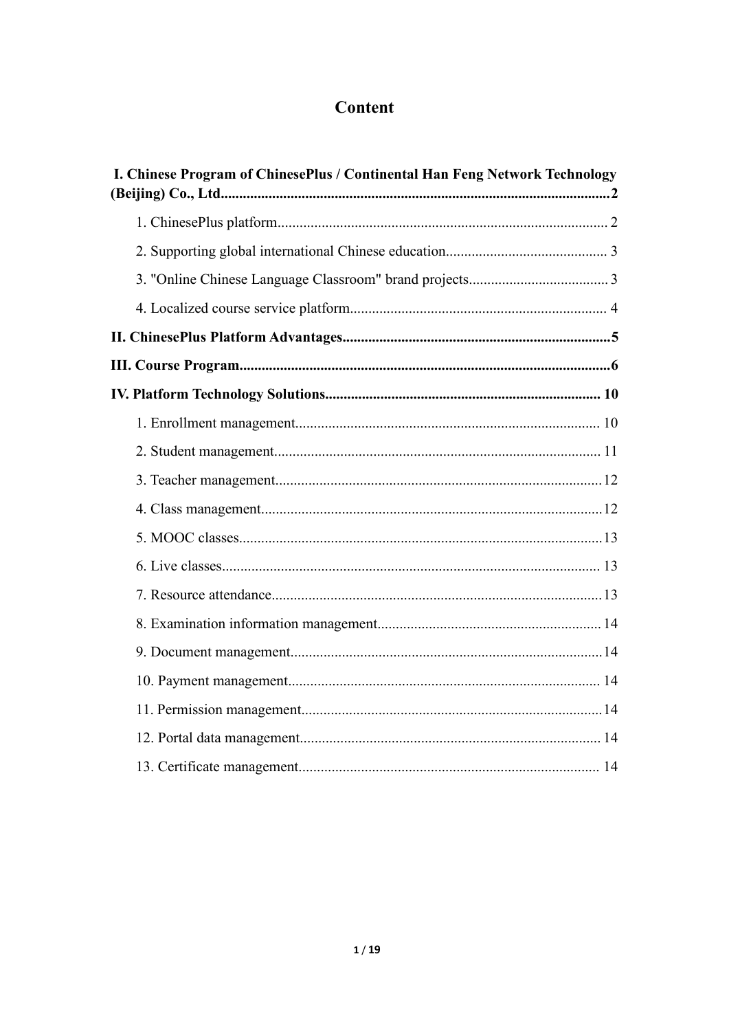# Content

**I. Chinese Program of ChinesePlus / Continental Han Feng Network Technology (Beijing) Co., Ltd........................................................................................................2**

1. ChinesePlus platform......................................................................................... 2

2. Supporting global international Chinese education........................................... 3

3. "Online Chinese Language Classroom" brand projects...................................... 3

4. Localized course service platform..................................................................... 4

**II. ChinesePlus Platform Advantages........................................................................5**

**III. Course Program....................................................................................................6**

**IV. Platform Technology Solutions.......................................................................... 10**

1. Enrollment management.................................................................................. 10

2. Student management........................................................................................ 11

3. Teacher management........................................................................................12

4. Class management............................................................................................12

5. MOOC classes..................................................................................................13

6. Live classes...................................................................................................... 13

7. Resource attendance.........................................................................................13

8. Examination information management............................................................ 14

9. Document management....................................................................................14

10. Payment management.................................................................................... 14

11. Permission management.................................................................................14

12. Portal data management................................................................................. 14

13. Certificate management................................................................................. 14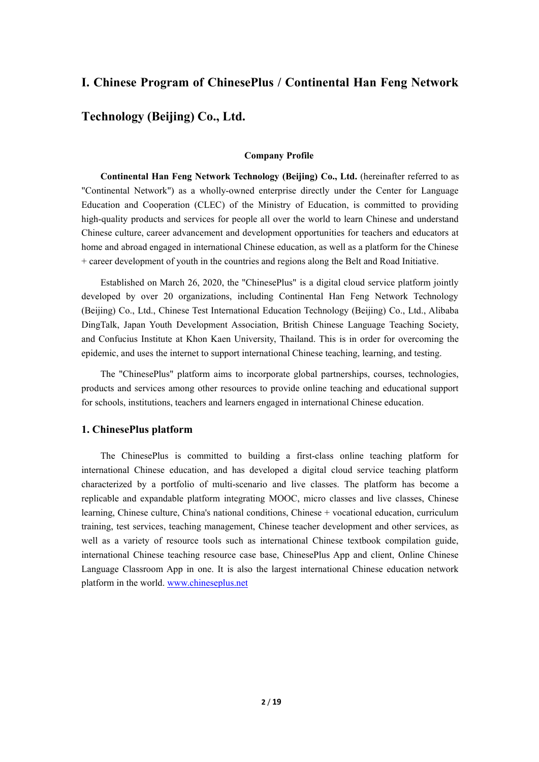# I. Chinese Program of ChinesePlus / Continental Han Feng Network Technology (Beijing) Co., Ltd.

**Company Profile**

**Continental Han Feng Network Technology (Beijing) Co., Ltd.** (hereinafter referred to as "Continental Network") as a wholly-owned enterprise directly under the Center for Language Education and Cooperation (CLEC) of the Ministry of Education, is committed to providing high-quality products and services for people all over the world to learn Chinese and understand Chinese culture, career advancement and development opportunities for teachers and educators at home and abroad engaged in international Chinese education, as well as a platform for the Chinese + career development of youth in the countries and regions along the Belt and Road Initiative.

Established on March 26, 2020, the "ChinesePlus" is a digital cloud service platform jointly developed by over 20 organizations, including Continental Han Feng Network Technology (Beijing) Co., Ltd., Chinese Test International Education Technology (Beijing) Co., Ltd., Alibaba DingTalk, Japan Youth Development Association, British Chinese Language Teaching Society, and Confucius Institute at Khon Kaen University, Thailand. This is in order for overcoming the epidemic, and uses the internet to support international Chinese teaching, learning, and testing.

The "ChinesePlus" platform aims to incorporate global partnerships, courses, technologies, products and services among other resources to provide online teaching and educational support for schools, institutions, teachers and learners engaged in international Chinese education.

## 1. ChinesePlus platform

The ChinesePlus is committed to building a first-class online teaching platform for international Chinese education, and has developed a digital cloud service teaching platform characterized by a portfolio of multi-scenario and live classes. The platform has become a replicable and expandable platform integrating MOOC, micro classes and live classes, Chinese learning, Chinese culture, China's national conditions, Chinese + vocational education, curriculum training, test services, teaching management, Chinese teacher development and other services, as well as a variety of resource tools such as international Chinese textbook compilation guide, international Chinese teaching resource case base, ChinesePlus App and client, Online Chinese Language Classroom App in one. It is also the largest international Chinese education network platform in the world. www.chineseplus.net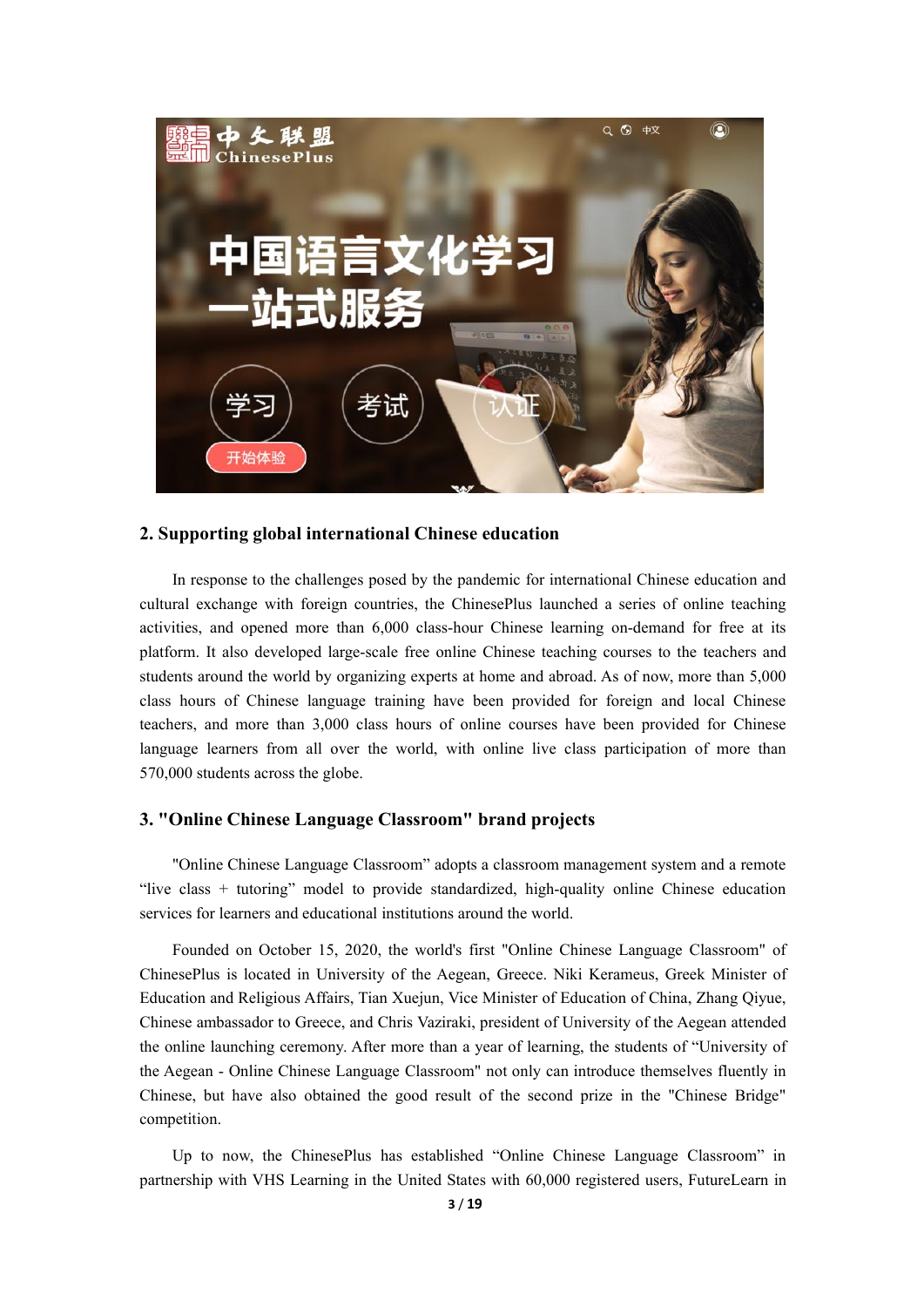## 2. Supporting global international Chinese education

In response to the challenges posed by the pandemic for international Chinese education and cultural exchange with foreign countries, the ChinesePlus launched a series of online teaching activities, and opened more than 6,000 class-hour Chinese learning on-demand for free at its platform. It also developed large-scale free online Chinese teaching courses to the teachers and students around the world by organizing experts at home and abroad. As of now, more than 5,000 class hours of Chinese language training have been provided for foreign and local Chinese teachers, and more than 3,000 class hours of online courses have been provided for Chinese language learners from all over the world, with online live class participation of more than 570,000 students across the globe.

## 3. "Online Chinese Language Classroom" brand projects

"Online Chinese Language Classroom" adopts a classroom management system and a remote "live class + tutoring" model to provide standardized, high-quality online Chinese education services for learners and educational institutions around the world.

Founded on October 15, 2020, the world's first "Online Chinese Language Classroom" of ChinesePlus is located in University of the Aegean, Greece. Niki Kerameus, Greek Minister of Education and Religious Affairs, Tian Xuejun, Vice Minister of Education of China, Zhang Qiyue, Chinese ambassador to Greece, and Chris Vaziraki, president of University of the Aegean attended the online launching ceremony. After more than a year of learning, the students of "University of the Aegean - Online Chinese Language Classroom" not only can introduce themselves fluently in Chinese, but have also obtained the good result of the second prize in the "Chinese Bridge" competition.

Up to now, the ChinesePlus has established "Online Chinese Language Classroom" in partnership with VHS Learning in the United States with 60,000 registered users, FutureLearn in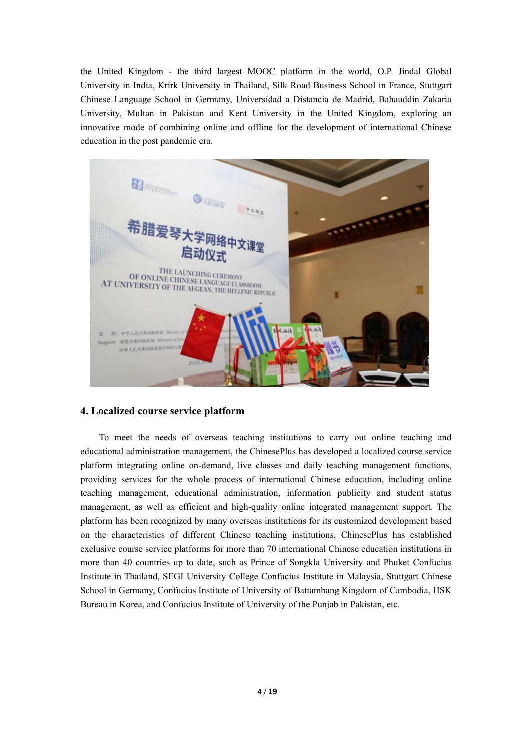the United Kingdom - the third largest MOOC platform in the world, O.P. Jindal Global University in India, Krirk University in Thailand, Silk Road Business School in France, Stuttgart Chinese Language School in Germany, Universidad a Distancia de Madrid, Bahauddin Zakaria University, Multan in Pakistan and Kent University in the United Kingdom, exploring an innovative mode of combining online and offline for the development of international Chinese education in the post pandemic era.

## 4. Localized course service platform

To meet the needs of overseas teaching institutions to carry out online teaching and educational administration management, the ChinesePlus has developed a localized course service platform integrating online on-demand, live classes and daily teaching management functions, providing services for the whole process of international Chinese education, including online teaching management, educational administration, information publicity and student status management, as well as efficient and high-quality online integrated management support. The platform has been recognized by many overseas institutions for its customized development based on the characteristics of different Chinese teaching institutions. ChinesePlus has established exclusive course service platforms for more than 70 international Chinese education institutions in more than 40 countries up to date, such as Prince of Songkla University and Phuket Confucius Institute in Thailand, SEGI University College Confucius Institute in Malaysia, Stuttgart Chinese School in Germany, Confucius Institute of University of Battambang Kingdom of Cambodia, HSK Bureau in Korea, and Confucius Institute of University of the Punjab in Pakistan, etc.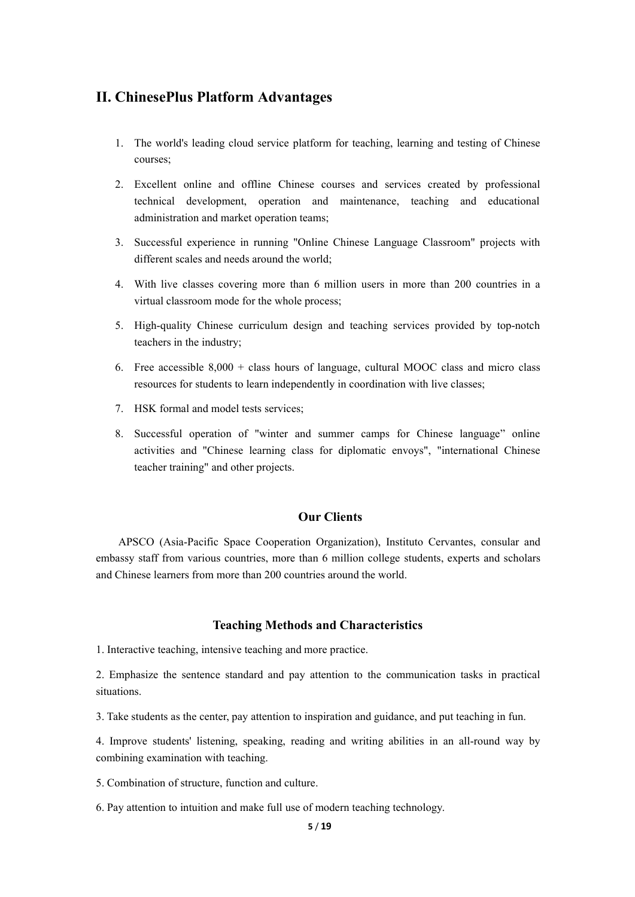## II. ChinesePlus Platform Advantages

1. The world's leading cloud service platform for teaching, learning and testing of Chinese courses;
2. Excellent online and offline Chinese courses and services created by professional technical development, operation and maintenance, teaching and educational administration and market operation teams;
3. Successful experience in running "Online Chinese Language Classroom" projects with different scales and needs around the world;
4. With live classes covering more than 6 million users in more than 200 countries in a virtual classroom mode for the whole process;
5. High-quality Chinese curriculum design and teaching services provided by top-notch teachers in the industry;
6. Free accessible 8,000 + class hours of language, cultural MOOC class and micro class resources for students to learn independently in coordination with live classes;
7. HSK formal and model tests services;
8. Successful operation of "winter and summer camps for Chinese language" online activities and "Chinese learning class for diplomatic envoys", "international Chinese teacher training" and other projects.

### Our Clients

APSCO (Asia-Pacific Space Cooperation Organization), Instituto Cervantes, consular and embassy staff from various countries, more than 6 million college students, experts and scholars and Chinese learners from more than 200 countries around the world.

### Teaching Methods and Characteristics

1. Interactive teaching, intensive teaching and more practice.

2. Emphasize the sentence standard and pay attention to the communication tasks in practical situations.

3. Take students as the center, pay attention to inspiration and guidance, and put teaching in fun.

4. Improve students' listening, speaking, reading and writing abilities in an all-round way by combining examination with teaching.

5. Combination of structure, function and culture.

6. Pay attention to intuition and make full use of modern teaching technology.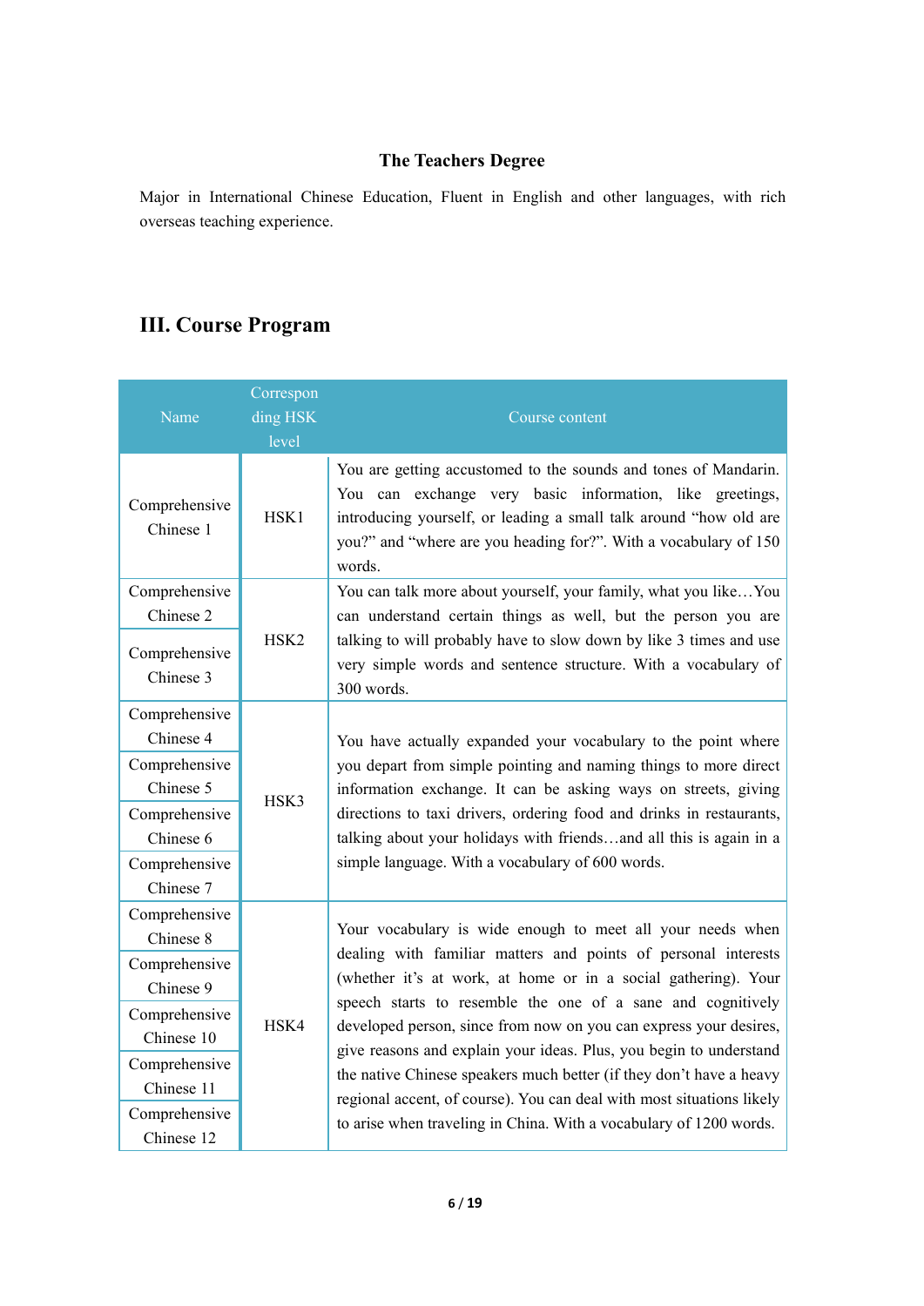**The Teachers Degree**

Major in International Chinese Education, Fluent in English and other languages, with rich overseas teaching experience.

## III. Course Program

| Name | Corresponding HSK level | Course content |
| --- | --- | --- |
| Comprehensive Chinese 1 | HSK1 | You are getting accustomed to the sounds and tones of Mandarin. You can exchange very basic information, like greetings, introducing yourself, or leading a small talk around “how old are you?” and “where are you heading for?”. With a vocabulary of 150 words. |
| Comprehensive Chinese 2<br>Comprehensive Chinese 3 | HSK2 | You can talk more about yourself, your family, what you like…You can understand certain things as well, but the person you are talking to will probably have to slow down by like 3 times and use very simple words and sentence structure. With a vocabulary of 300 words. |
| Comprehensive Chinese 4<br>Comprehensive Chinese 5<br>Comprehensive Chinese 6<br>Comprehensive Chinese 7 | HSK3 | You have actually expanded your vocabulary to the point where you depart from simple pointing and naming things to more direct information exchange. It can be asking ways on streets, giving directions to taxi drivers, ordering food and drinks in restaurants, talking about your holidays with friends…and all this is again in a simple language. With a vocabulary of 600 words. |
| Comprehensive Chinese 8<br>Comprehensive Chinese 9<br>Comprehensive Chinese 10<br>Comprehensive Chinese 11<br>Comprehensive Chinese 12 | HSK4 | Your vocabulary is wide enough to meet all your needs when dealing with familiar matters and points of personal interests (whether it’s at work, at home or in a social gathering). Your speech starts to resemble the one of a sane and cognitively developed person, since from now on you can express your desires, give reasons and explain your ideas. Plus, you begin to understand the native Chinese speakers much better (if they don’t have a heavy regional accent, of course). You can deal with most situations likely to arise when traveling in China. With a vocabulary of 1200 words. |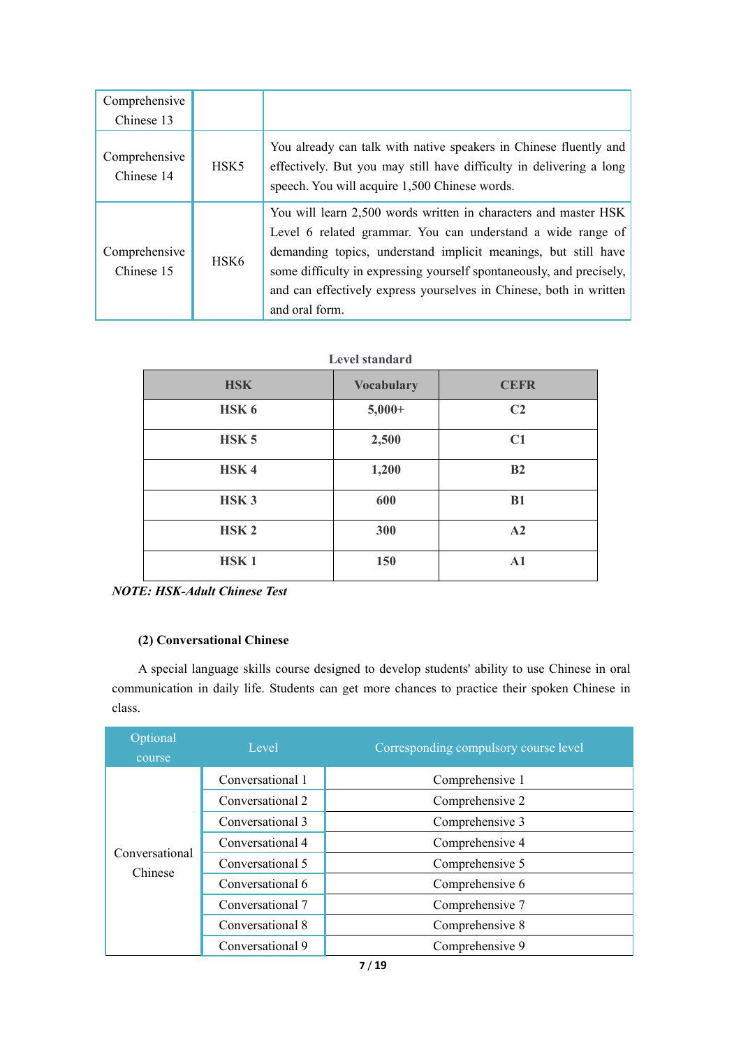| Comprehensive Chinese 13 | | |
|---|---|---|
| Comprehensive Chinese 14 | HSK5 | You already can talk with native speakers in Chinese fluently and effectively. But you may still have difficulty in delivering a long speech. You will acquire 1,500 Chinese words. |
| Comprehensive Chinese 15 | HSK6 | You will learn 2,500 words written in characters and master HSK Level 6 related grammar. You can understand a wide range of demanding topics, understand implicit meanings, but still have some difficulty in expressing yourself spontaneously, and precisely, and can effectively express yourselves in Chinese, both in written and oral form. |

**Level standard**

| HSK | Vocabulary | CEFR |
|---|---|---|
| **HSK 6** | **5,000+** | **C2** |
| **HSK 5** | **2,500** | **C1** |
| **HSK 4** | **1,200** | **B2** |
| **HSK 3** | **600** | **B1** |
| **HSK 2** | **300** | **A2** |
| **HSK 1** | **150** | **A1** |

***NOTE: HSK-Adult Chinese Test***

**(2) Conversational Chinese**

A special language skills course designed to develop students' ability to use Chinese in oral communication in daily life. Students can get more chances to practice their spoken Chinese in class.

| Optional course | Level | Corresponding compulsory course level |
|---|---|---|
| Conversational Chinese | Conversational 1 | Comprehensive 1 |
| | Conversational 2 | Comprehensive 2 |
| | Conversational 3 | Comprehensive 3 |
| | Conversational 4 | Comprehensive 4 |
| | Conversational 5 | Comprehensive 5 |
| | Conversational 6 | Comprehensive 6 |
| | Conversational 7 | Comprehensive 7 |
| | Conversational 8 | Comprehensive 8 |
| | Conversational 9 | Comprehensive 9 |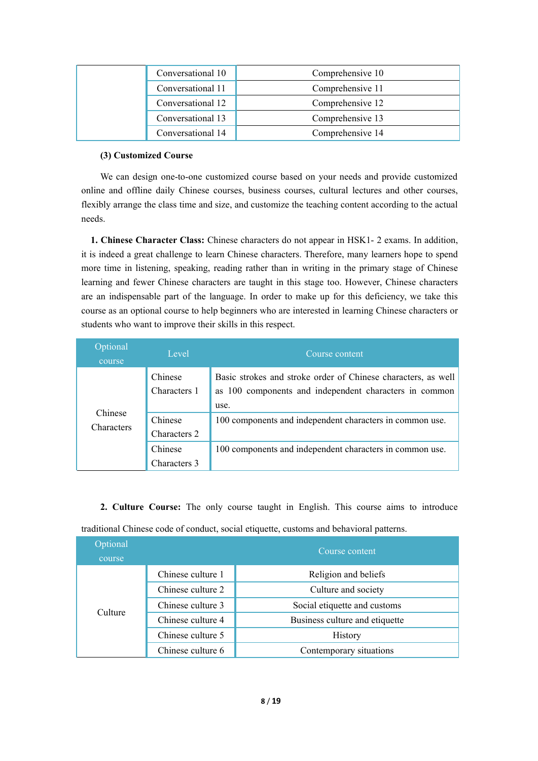| | | |
|---|---|---|
| | Conversational 10 | Comprehensive 10 |
| | Conversational 11 | Comprehensive 11 |
| | Conversational 12 | Comprehensive 12 |
| | Conversational 13 | Comprehensive 13 |
| | Conversational 14 | Comprehensive 14 |

**(3) Customized Course**

We can design one-to-one customized course based on your needs and provide customized online and offline daily Chinese courses, business courses, cultural lectures and other courses, flexibly arrange the class time and size, and customize the teaching content according to the actual needs.

**1. Chinese Character Class:** Chinese characters do not appear in HSK1- 2 exams. In addition, it is indeed a great challenge to learn Chinese characters. Therefore, many learners hope to spend more time in listening, speaking, reading rather than in writing in the primary stage of Chinese learning and fewer Chinese characters are taught in this stage too. However, Chinese characters are an indispensable part of the language. In order to make up for this deficiency, we take this course as an optional course to help beginners who are interested in learning Chinese characters or students who want to improve their skills in this respect.

| Optional course | Level | Course content |
|---|---|---|
| Chinese Characters | Chinese Characters 1 | Basic strokes and stroke order of Chinese characters, as well as 100 components and independent characters in common use. |
| | Chinese Characters 2 | 100 components and independent characters in common use. |
| | Chinese Characters 3 | 100 components and independent characters in common use. |

**2. Culture Course:** The only course taught in English. This course aims to introduce traditional Chinese code of conduct, social etiquette, customs and behavioral patterns.

| Optional course | | Course content |
|---|---|---|
| Culture | Chinese culture 1 | Religion and beliefs |
| | Chinese culture 2 | Culture and society |
| | Chinese culture 3 | Social etiquette and customs |
| | Chinese culture 4 | Business culture and etiquette |
| | Chinese culture 5 | History |
| | Chinese culture 6 | Contemporary situations |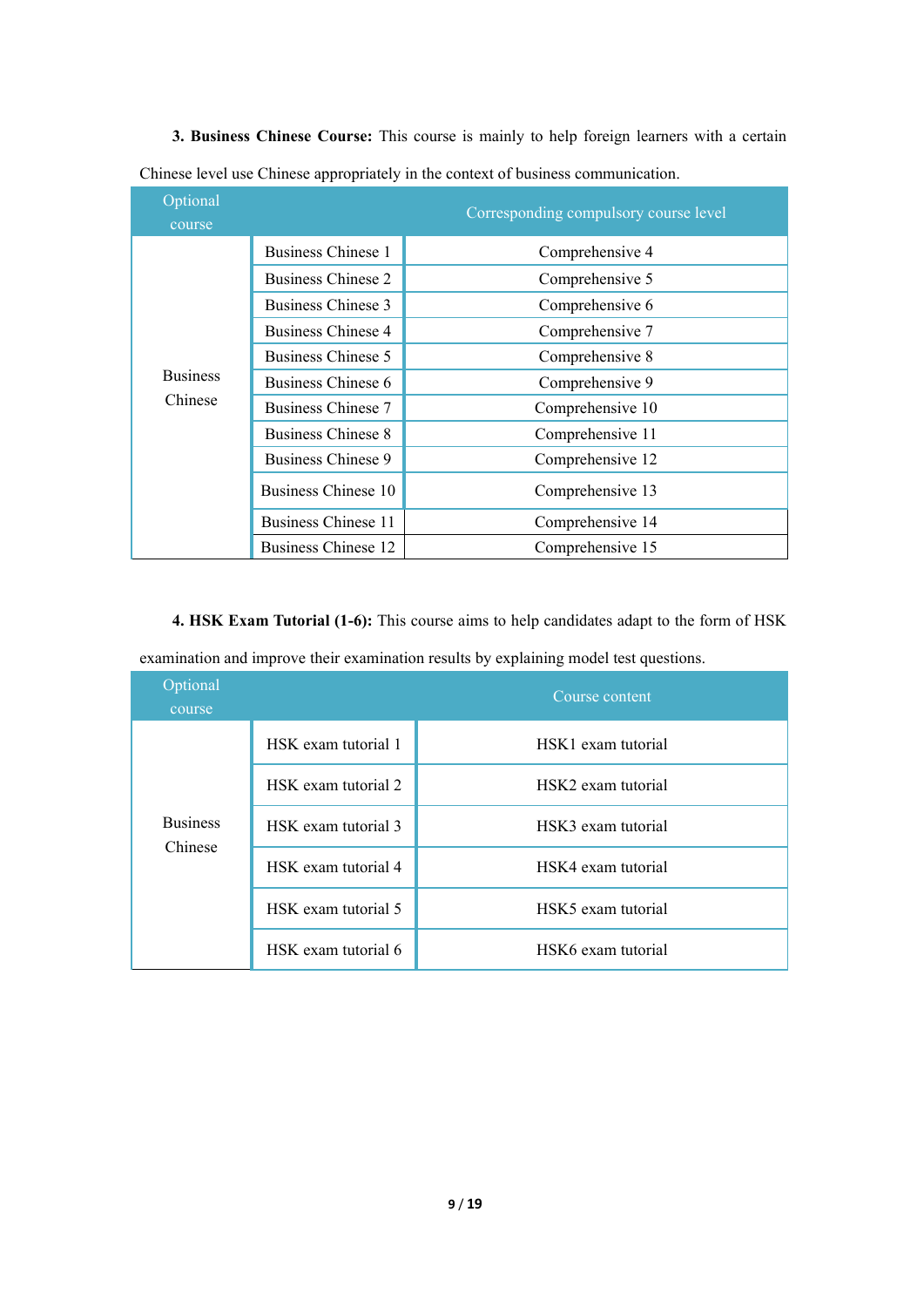**3. Business Chinese Course:** This course is mainly to help foreign learners with a certain Chinese level use Chinese appropriately in the context of business communication.

| Optional course | | Corresponding compulsory course level |
|---|---|---|
| Business Chinese | Business Chinese 1 | Comprehensive 4 |
| | Business Chinese 2 | Comprehensive 5 |
| | Business Chinese 3 | Comprehensive 6 |
| | Business Chinese 4 | Comprehensive 7 |
| | Business Chinese 5 | Comprehensive 8 |
| | Business Chinese 6 | Comprehensive 9 |
| | Business Chinese 7 | Comprehensive 10 |
| | Business Chinese 8 | Comprehensive 11 |
| | Business Chinese 9 | Comprehensive 12 |
| | Business Chinese 10 | Comprehensive 13 |
| | Business Chinese 11 | Comprehensive 14 |
| | Business Chinese 12 | Comprehensive 15 |

**4. HSK Exam Tutorial (1-6):** This course aims to help candidates adapt to the form of HSK examination and improve their examination results by explaining model test questions.

| Optional course | | Course content |
|---|---|---|
| Business Chinese | HSK exam tutorial 1 | HSK1 exam tutorial |
| | HSK exam tutorial 2 | HSK2 exam tutorial |
| | HSK exam tutorial 3 | HSK3 exam tutorial |
| | HSK exam tutorial 4 | HSK4 exam tutorial |
| | HSK exam tutorial 5 | HSK5 exam tutorial |
| | HSK exam tutorial 6 | HSK6 exam tutorial |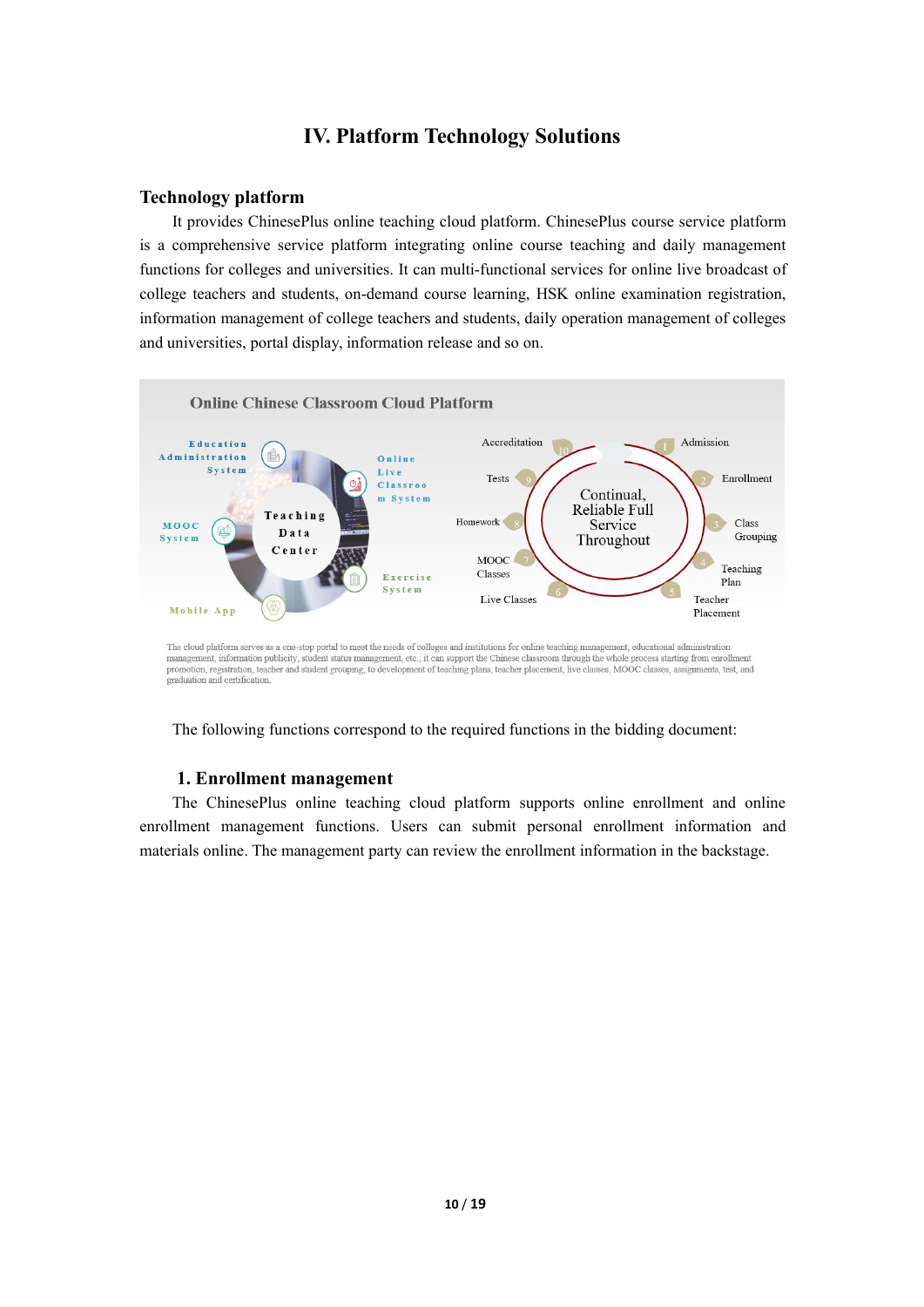# IV. Platform Technology Solutions

## Technology platform

It provides ChinesePlus online teaching cloud platform. ChinesePlus course service platform is a comprehensive service platform integrating online course teaching and daily management functions for colleges and universities. It can multi-functional services for online live broadcast of college teachers and students, on-demand course learning, HSK online examination registration, information management of college teachers and students, daily operation management of colleges and universities, portal display, information release and so on.

Online Chinese Classroom Cloud Platform

Education Administration System | Online Live Classroom System | MOOC System | Teaching Data Center | Exercise System | Mobile App

Continual, Reliable Full Service Throughout: 1 Admission, 2 Enrollment, 3 Class Grouping, 4 Teaching Plan, 5 Teacher Placement, 6 Live Classes, 7 MOOC Classes, 8 Homework, 9 Tests, 10 Accreditation

The cloud platform serves as a one-stop portal to meet the needs of colleges and institutions for online teaching management, educational administration management, information publicity, student status management, etc.; it can support the Chinese classroom through the whole process starting from enrollment promotion, registration, teacher and student grouping, to development of teaching plans, teacher placement, live classes, MOOC classes, assignments, test, and graduation and certification.

The following functions correspond to the required functions in the bidding document:

### 1. Enrollment management

The ChinesePlus online teaching cloud platform supports online enrollment and online enrollment management functions. Users can submit personal enrollment information and materials online. The management party can review the enrollment information in the backstage.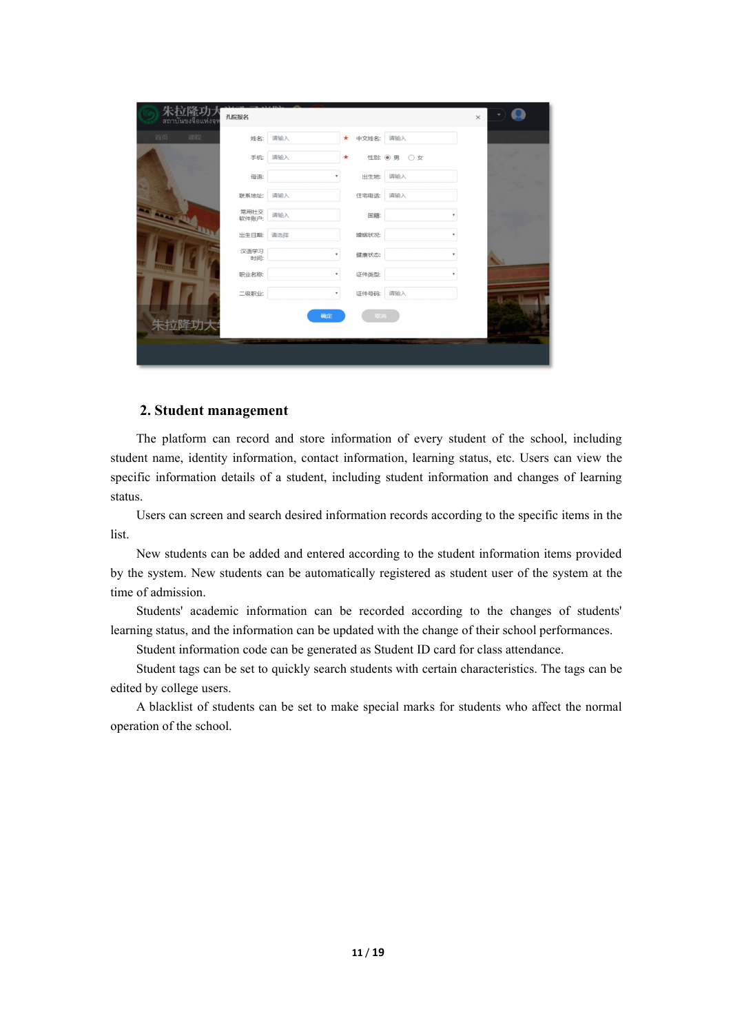## 2. Student management

The platform can record and store information of every student of the school, including student name, identity information, contact information, learning status, etc. Users can view the specific information details of a student, including student information and changes of learning status.

Users can screen and search desired information records according to the specific items in the list.

New students can be added and entered according to the student information items provided by the system. New students can be automatically registered as student user of the system at the time of admission.

Students' academic information can be recorded according to the changes of students' learning status, and the information can be updated with the change of their school performances.

Student information code can be generated as Student ID card for class attendance.

Student tags can be set to quickly search students with certain characteristics. The tags can be edited by college users.

A blacklist of students can be set to make special marks for students who affect the normal operation of the school.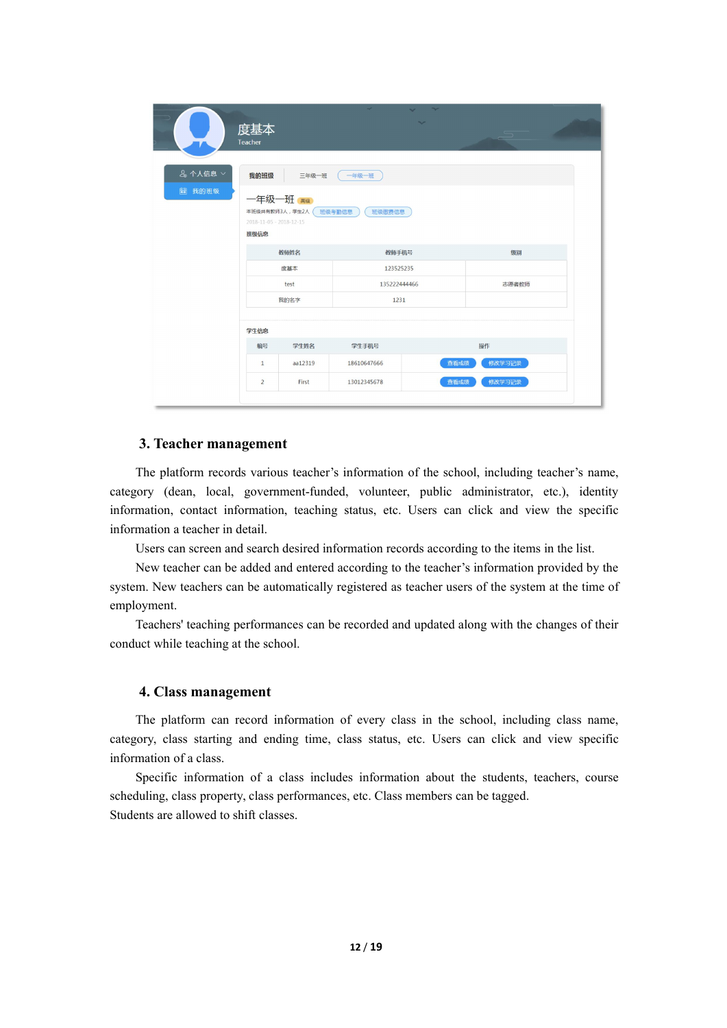## 3. Teacher management

The platform records various teacher's information of the school, including teacher's name, category (dean, local, government-funded, volunteer, public administrator, etc.), identity information, contact information, teaching status, etc. Users can click and view the specific information a teacher in detail.

Users can screen and search desired information records according to the items in the list.

New teacher can be added and entered according to the teacher's information provided by the system. New teachers can be automatically registered as teacher users of the system at the time of employment.

Teachers' teaching performances can be recorded and updated along with the changes of their conduct while teaching at the school.

## 4. Class management

The platform can record information of every class in the school, including class name, category, class starting and ending time, class status, etc. Users can click and view specific information of a class.

Specific information of a class includes information about the students, teachers, course scheduling, class property, class performances, etc. Class members can be tagged.

Students are allowed to shift classes.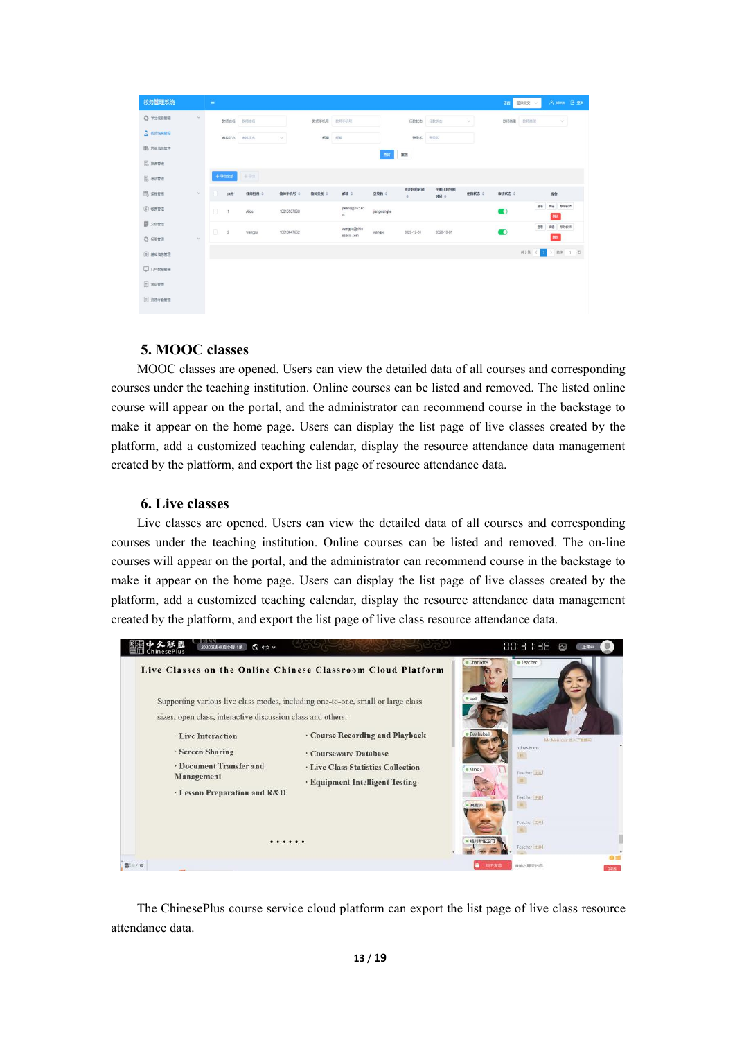## 5. MOOC classes

MOOC classes are opened. Users can view the detailed data of all courses and corresponding courses under the teaching institution. Online courses can be listed and removed. The listed online course will appear on the portal, and the administrator can recommend course in the backstage to make it appear on the home page. Users can display the list page of live classes created by the platform, add a customized teaching calendar, display the resource attendance data management created by the platform, and export the list page of resource attendance data.

## 6. Live classes

Live classes are opened. Users can view the detailed data of all courses and corresponding courses under the teaching institution. Online courses can be listed and removed. The on-line courses will appear on the portal, and the administrator can recommend course in the backstage to make it appear on the home page. Users can display the list page of live classes created by the platform, add a customized teaching calendar, display the resource attendance data management created by the platform, and export the list page of live class resource attendance data.

The ChinesePlus course service cloud platform can export the list page of live class resource attendance data.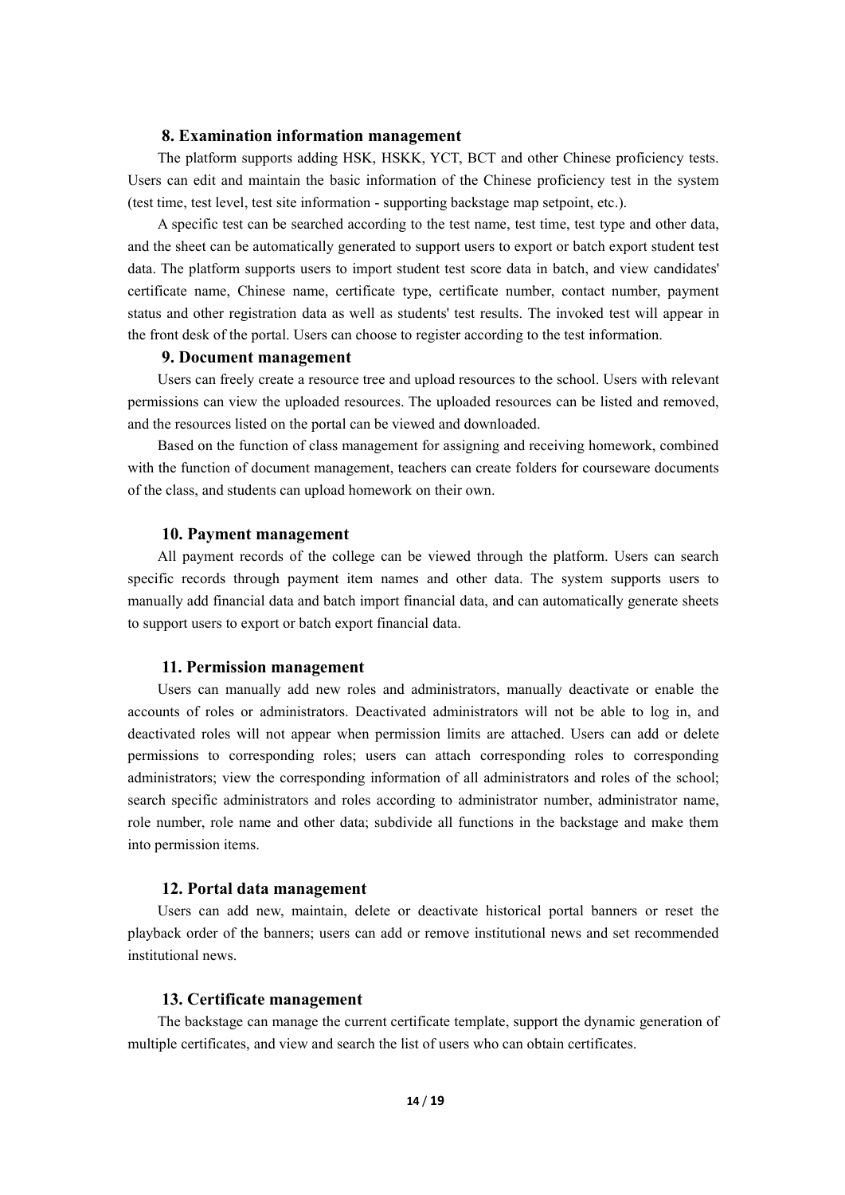### 8. Examination information management

The platform supports adding HSK, HSKK, YCT, BCT and other Chinese proficiency tests. Users can edit and maintain the basic information of the Chinese proficiency test in the system (test time, test level, test site information - supporting backstage map setpoint, etc.).

A specific test can be searched according to the test name, test time, test type and other data, and the sheet can be automatically generated to support users to export or batch export student test data. The platform supports users to import student test score data in batch, and view candidates' certificate name, Chinese name, certificate type, certificate number, contact number, payment status and other registration data as well as students' test results. The invoked test will appear in the front desk of the portal. Users can choose to register according to the test information.

### 9. Document management

Users can freely create a resource tree and upload resources to the school. Users with relevant permissions can view the uploaded resources. The uploaded resources can be listed and removed, and the resources listed on the portal can be viewed and downloaded.

Based on the function of class management for assigning and receiving homework, combined with the function of document management, teachers can create folders for courseware documents of the class, and students can upload homework on their own.

### 10. Payment management

All payment records of the college can be viewed through the platform. Users can search specific records through payment item names and other data. The system supports users to manually add financial data and batch import financial data, and can automatically generate sheets to support users to export or batch export financial data.

### 11. Permission management

Users can manually add new roles and administrators, manually deactivate or enable the accounts of roles or administrators. Deactivated administrators will not be able to log in, and deactivated roles will not appear when permission limits are attached. Users can add or delete permissions to corresponding roles; users can attach corresponding roles to corresponding administrators; view the corresponding information of all administrators and roles of the school; search specific administrators and roles according to administrator number, administrator name, role number, role name and other data; subdivide all functions in the backstage and make them into permission items.

### 12. Portal data management

Users can add new, maintain, delete or deactivate historical portal banners or reset the playback order of the banners; users can add or remove institutional news and set recommended institutional news.

### 13. Certificate management

The backstage can manage the current certificate template, support the dynamic generation of multiple certificates, and view and search the list of users who can obtain certificates.